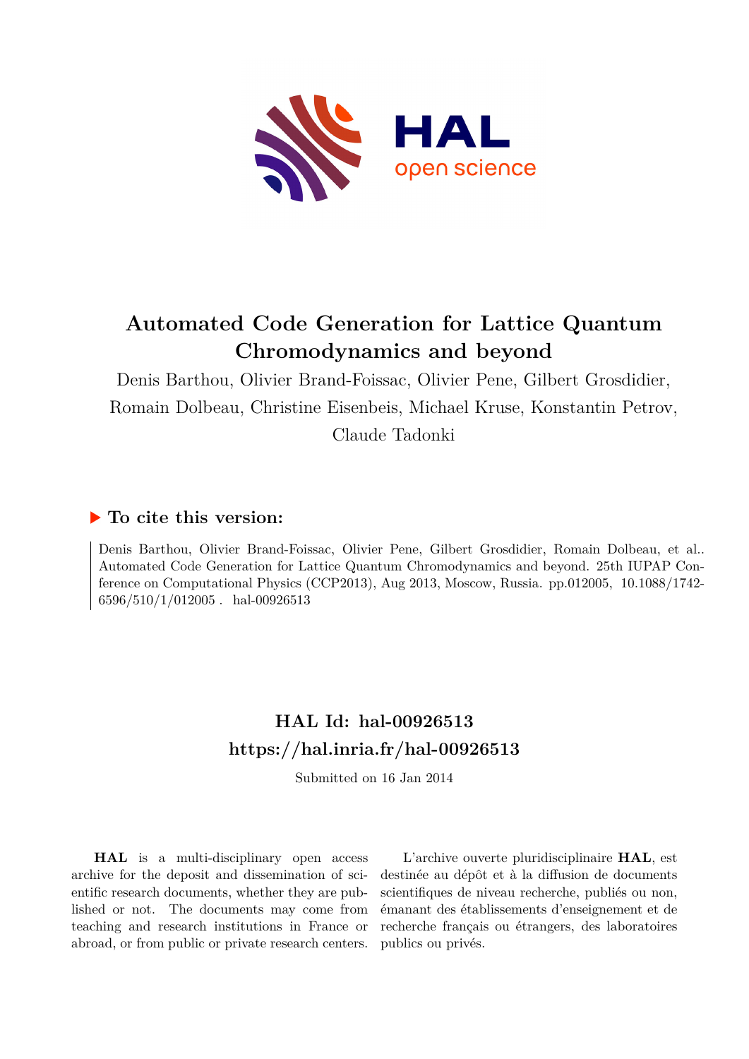# Automated Code Generation for Lattice Quantum Chromodynamics and beyond

Denis Barthou, Olivier Brand-Foissac, Olivier Pene, Gilbert Grosdidier, Romain Dolbeau, Christine Eisenbeis, Michael Kruse, Konstantin Petrov, Claude Tadonki

## ▶ To cite this version:

Denis Barthou, Olivier Brand-Foissac, Olivier Pene, Gilbert Grosdidier, Romain Dolbeau, et al.. Automated Code Generation for Lattice Quantum Chromodynamics and beyond. 25th IUPAP Conference on Computational Physics (CCP2013), Aug 2013, Moscow, Russia. pp.012005, 10.1088/1742-6596/510/1/012005 . hal-00926513

## HAL Id: hal-00926513
## https://hal.inria.fr/hal-00926513

Submitted on 16 Jan 2014

**HAL** is a multi-disciplinary open access archive for the deposit and dissemination of scientific research documents, whether they are published or not. The documents may come from teaching and research institutions in France or abroad, or from public or private research centers.

L'archive ouverte pluridisciplinaire **HAL**, est destinée au dépôt et à la diffusion de documents scientifiques de niveau recherche, publiés ou non, émanant des établissements d'enseignement et de recherche français ou étrangers, des laboratoires publics ou privés.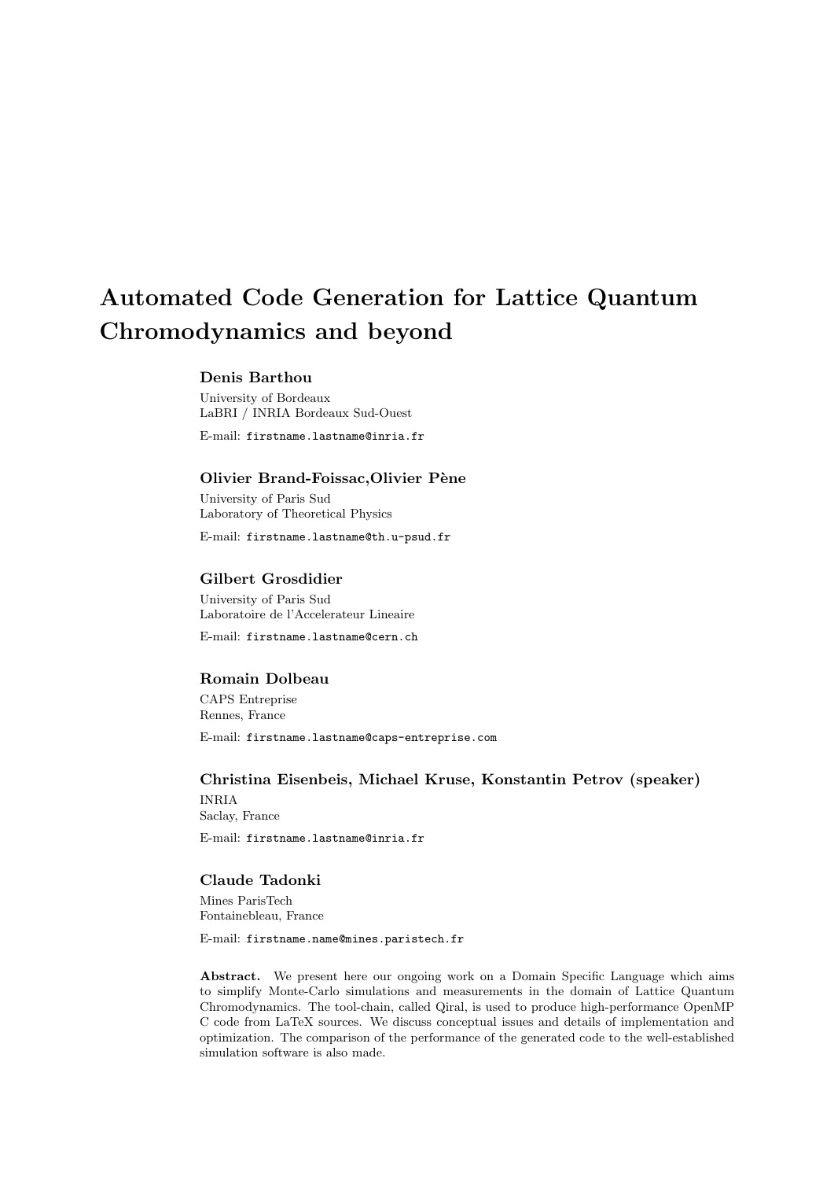# Automated Code Generation for Lattice Quantum Chromodynamics and beyond

**Denis Barthou**

University of Bordeaux
LaBRI / INRIA Bordeaux Sud-Ouest

E-mail: `firstname.lastname@inria.fr`

**Olivier Brand-Foissac,Olivier Pène**

University of Paris Sud
Laboratory of Theoretical Physics

E-mail: `firstname.lastname@th.u-psud.fr`

**Gilbert Grosdidier**

University of Paris Sud
Laboratoire de l'Accelerateur Lineaire

E-mail: `firstname.lastname@cern.ch`

**Romain Dolbeau**

CAPS Entreprise
Rennes, France

E-mail: `firstname.lastname@caps-entreprise.com`

**Christina Eisenbeis, Michael Kruse, Konstantin Petrov (speaker)**

INRIA
Saclay, France

E-mail: `firstname.lastname@inria.fr`

**Claude Tadonki**

Mines ParisTech
Fontainebleau, France

E-mail: `firstname.name@mines.paristech.fr`

**Abstract.** We present here our ongoing work on a Domain Specific Language which aims to simplify Monte-Carlo simulations and measurements in the domain of Lattice Quantum Chromodynamics. The tool-chain, called Qiral, is used to produce high-performance OpenMP C code from LaTeX sources. We discuss conceptual issues and details of implementation and optimization. The comparison of the performance of the generated code to the well-established simulation software is also made.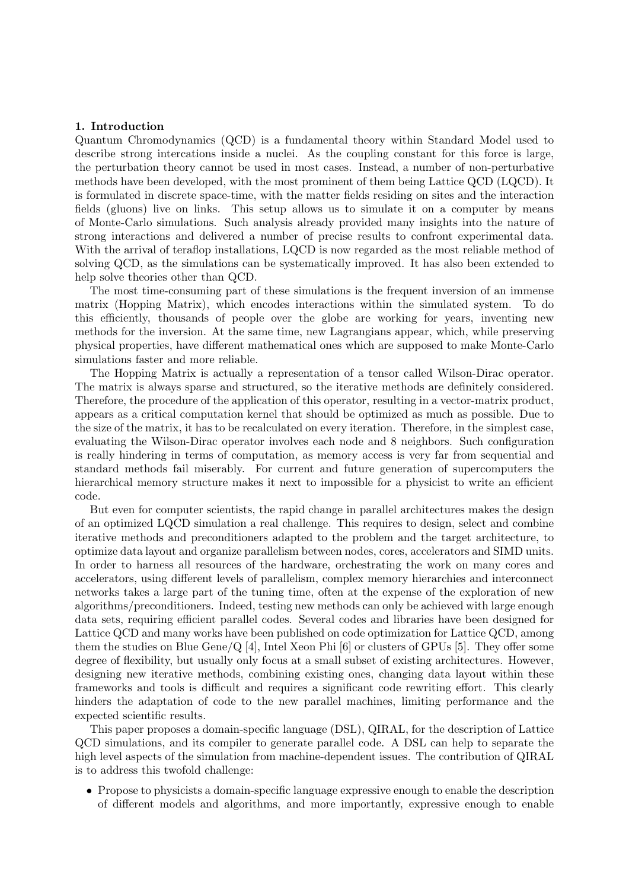## 1. Introduction

Quantum Chromodynamics (QCD) is a fundamental theory within Standard Model used to describe strong intercations inside a nuclei. As the coupling constant for this force is large, the perturbation theory cannot be used in most cases. Instead, a number of non-perturbative methods have been developed, with the most prominent of them being Lattice QCD (LQCD). It is formulated in discrete space-time, with the matter fields residing on sites and the interaction fields (gluons) live on links. This setup allows us to simulate it on a computer by means of Monte-Carlo simulations. Such analysis already provided many insights into the nature of strong interactions and delivered a number of precise results to confront experimental data. With the arrival of teraflop installations, LQCD is now regarded as the most reliable method of solving QCD, as the simulations can be systematically improved. It has also been extended to help solve theories other than QCD.

The most time-consuming part of these simulations is the frequent inversion of an immense matrix (Hopping Matrix), which encodes interactions within the simulated system. To do this efficiently, thousands of people over the globe are working for years, inventing new methods for the inversion. At the same time, new Lagrangians appear, which, while preserving physical properties, have different mathematical ones which are supposed to make Monte-Carlo simulations faster and more reliable.

The Hopping Matrix is actually a representation of a tensor called Wilson-Dirac operator. The matrix is always sparse and structured, so the iterative methods are definitely considered. Therefore, the procedure of the application of this operator, resulting in a vector-matrix product, appears as a critical computation kernel that should be optimized as much as possible. Due to the size of the matrix, it has to be recalculated on every iteration. Therefore, in the simplest case, evaluating the Wilson-Dirac operator involves each node and 8 neighbors. Such configuration is really hindering in terms of computation, as memory access is very far from sequential and standard methods fail miserably. For current and future generation of supercomputers the hierarchical memory structure makes it next to impossible for a physicist to write an efficient code.

But even for computer scientists, the rapid change in parallel architectures makes the design of an optimized LQCD simulation a real challenge. This requires to design, select and combine iterative methods and preconditioners adapted to the problem and the target architecture, to optimize data layout and organize parallelism between nodes, cores, accelerators and SIMD units. In order to harness all resources of the hardware, orchestrating the work on many cores and accelerators, using different levels of parallelism, complex memory hierarchies and interconnect networks takes a large part of the tuning time, often at the expense of the exploration of new algorithms/preconditioners. Indeed, testing new methods can only be achieved with large enough data sets, requiring efficient parallel codes. Several codes and libraries have been designed for Lattice QCD and many works have been published on code optimization for Lattice QCD, among them the studies on Blue Gene/Q [4], Intel Xeon Phi [6] or clusters of GPUs [5]. They offer some degree of flexibility, but usually only focus at a small subset of existing architectures. However, designing new iterative methods, combining existing ones, changing data layout within these frameworks and tools is difficult and requires a significant code rewriting effort. This clearly hinders the adaptation of code to the new parallel machines, limiting performance and the expected scientific results.

This paper proposes a domain-specific language (DSL), QIRAL, for the description of Lattice QCD simulations, and its compiler to generate parallel code. A DSL can help to separate the high level aspects of the simulation from machine-dependent issues. The contribution of QIRAL is to address this twofold challenge:

- Propose to physicists a domain-specific language expressive enough to enable the description of different models and algorithms, and more importantly, expressive enough to enable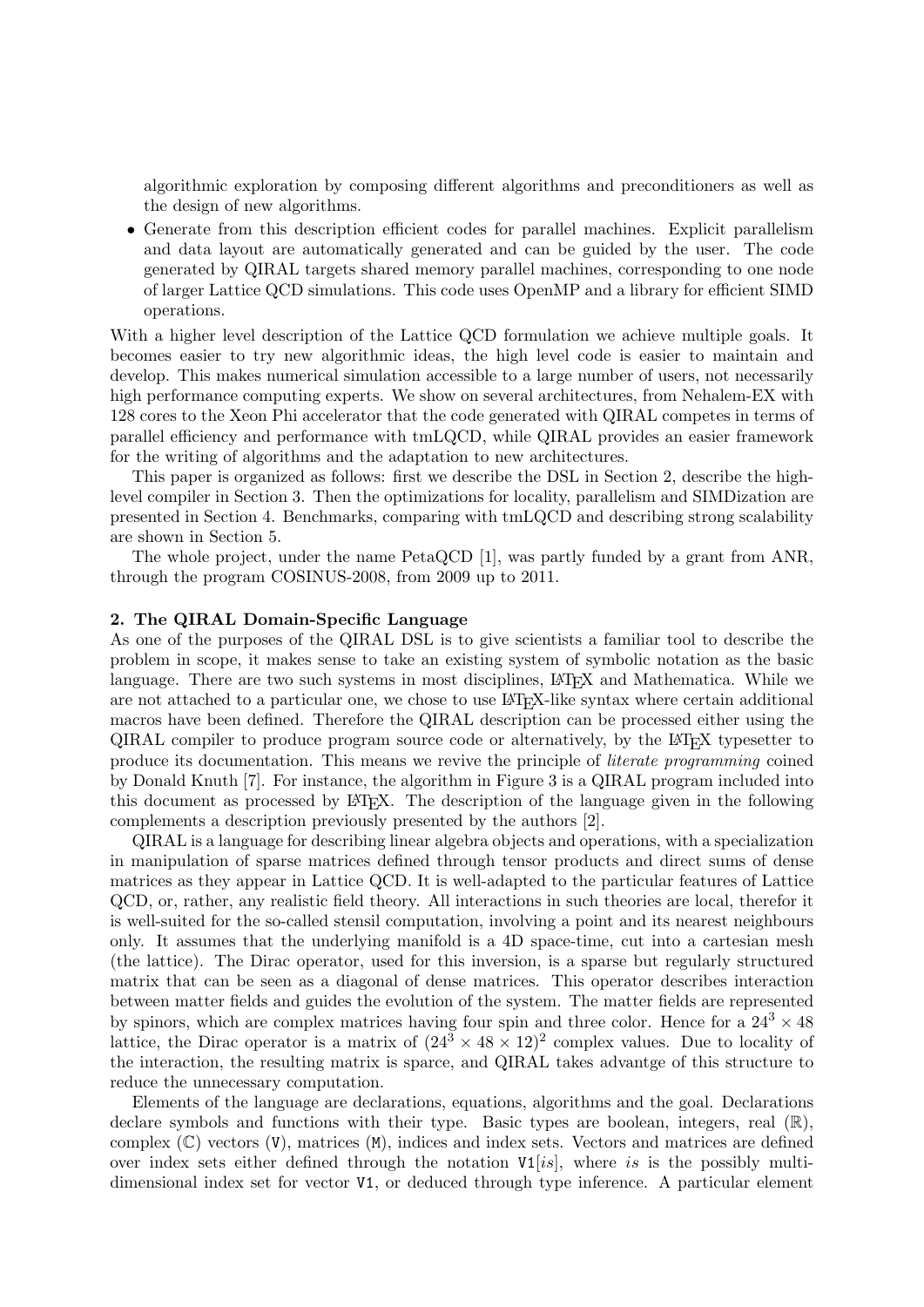algorithmic exploration by composing different algorithms and preconditioners as well as the design of new algorithms.

- Generate from this description efficient codes for parallel machines. Explicit parallelism and data layout are automatically generated and can be guided by the user. The code generated by QIRAL targets shared memory parallel machines, corresponding to one node of larger Lattice QCD simulations. This code uses OpenMP and a library for efficient SIMD operations.

With a higher level description of the Lattice QCD formulation we achieve multiple goals. It becomes easier to try new algorithmic ideas, the high level code is easier to maintain and develop. This makes numerical simulation accessible to a large number of users, not necessarily high performance computing experts. We show on several architectures, from Nehalem-EX with 128 cores to the Xeon Phi accelerator that the code generated with QIRAL competes in terms of parallel efficiency and performance with tmLQCD, while QIRAL provides an easier framework for the writing of algorithms and the adaptation to new architectures.

This paper is organized as follows: first we describe the DSL in Section 2, describe the high-level compiler in Section 3. Then the optimizations for locality, parallelism and SIMDization are presented in Section 4. Benchmarks, comparing with tmLQCD and describing strong scalability are shown in Section 5.

The whole project, under the name PetaQCD [1], was partly funded by a grant from ANR, through the program COSINUS-2008, from 2009 up to 2011.

## 2. The QIRAL Domain-Specific Language

As one of the purposes of the QIRAL DSL is to give scientists a familiar tool to describe the problem in scope, it makes sense to take an existing system of symbolic notation as the basic language. There are two such systems in most disciplines, LaTeX and Mathematica. While we are not attached to a particular one, we chose to use LaTeX-like syntax where certain additional macros have been defined. Therefore the QIRAL description can be processed either using the QIRAL compiler to produce program source code or alternatively, by the LaTeX typesetter to produce its documentation. This means we revive the principle of *literate programming* coined by Donald Knuth [7]. For instance, the algorithm in Figure 3 is a QIRAL program included into this document as processed by LaTeX. The description of the language given in the following complements a description previously presented by the authors [2].

QIRAL is a language for describing linear algebra objects and operations, with a specialization in manipulation of sparse matrices defined through tensor products and direct sums of dense matrices as they appear in Lattice QCD. It is well-adapted to the particular features of Lattice QCD, or, rather, any realistic field theory. All interactions in such theories are local, therefor it is well-suited for the so-called stensil computation, involving a point and its nearest neighbours only. It assumes that the underlying manifold is a 4D space-time, cut into a cartesian mesh (the lattice). The Dirac operator, used for this inversion, is a sparse but regularly structured matrix that can be seen as a diagonal of dense matrices. This operator describes interaction between matter fields and guides the evolution of the system. The matter fields are represented by spinors, which are complex matrices having four spin and three color. Hence for a $24^3 \times 48$ lattice, the Dirac operator is a matrix of $(24^3 \times 48 \times 12)^2$ complex values. Due to locality of the interaction, the resulting matrix is sparce, and QIRAL takes advantge of this structure to reduce the unnecessary computation.

Elements of the language are declarations, equations, algorithms and the goal. Declarations declare symbols and functions with their type. Basic types are boolean, integers, real ($\mathbb{R}$), complex ($\mathbb{C}$) vectors (`V`), matrices (`M`), indices and index sets. Vectors and matrices are defined over index sets either defined through the notation `V1`$[is]$, where $is$ is the possibly multi-dimensional index set for vector `V1`, or deduced through type inference. A particular element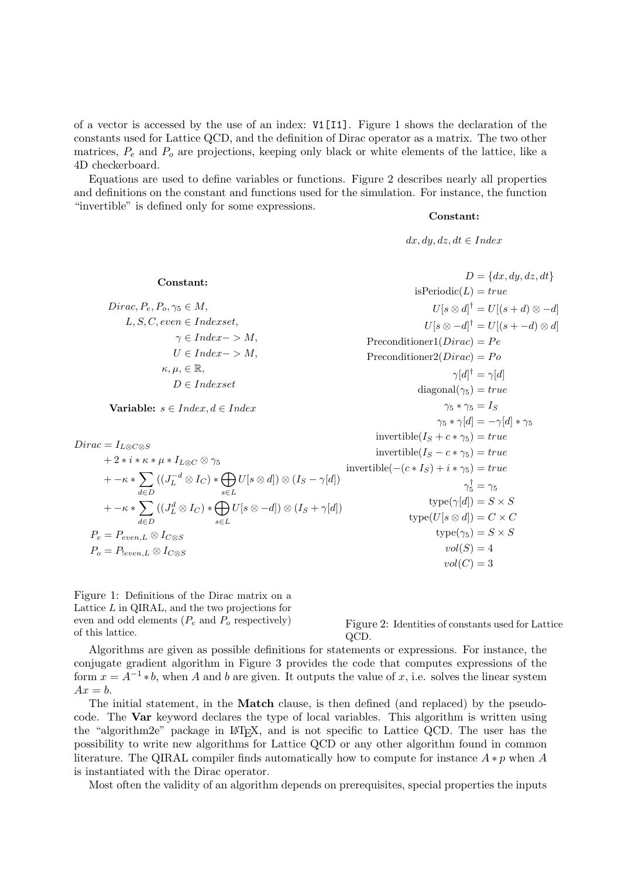of a vector is accessed by the use of an index: `V1[I1]`. Figure 1 shows the declaration of the constants used for Lattice QCD, and the definition of Dirac operator as a matrix. The two other matrices, $P_e$ and $P_o$ are projections, keeping only black or white elements of the lattice, like a 4D checkerboard.

Equations are used to define variables or functions. Figure 2 describes nearly all properties and definitions on the constant and functions used for the simulation. For instance, the function "invertible" is defined only for some expressions.

**Constant:**

$$
\begin{aligned}
Dirac, P_e, P_o, \gamma_5 &\in M,\\
L, S, C, even &\in Indexset,\\
\gamma &\in Index{-}{>}M,\\
U &\in Index{-}{>}M,\\
\kappa, \mu, &\in \mathbb{R},\\
D &\in Indexset
\end{aligned}
$$

**Variable:** $s \in Index, d \in Index$

$$
\begin{aligned}
Dirac = {} & I_{L\otimes C\otimes S}\\
& + 2 * i * \kappa * \mu * I_{L\otimes C} \otimes \gamma_5\\
& + -\kappa * \sum_{d\in D} ((J_L^{-d} \otimes I_C) * \bigoplus_{s\in L} U[s\otimes d]) \otimes (I_S - \gamma[d])\\
& + -\kappa * \sum_{d\in D} ((J_L^{d} \otimes I_C) * \bigoplus_{s\in L} U[s\otimes -d]) \otimes (I_S + \gamma[d])\\
P_e = {} & P_{even,L} \otimes I_{C\otimes S}\\
P_o = {} & P_{!even,L} \otimes I_{C\otimes S}
\end{aligned}
$$

Figure 1: Definitions of the Dirac matrix on a Lattice $L$ in QIRAL, and the two projections for even and odd elements ($P_e$ and $P_o$ respectively) of this lattice.

**Constant:**

$$dx, dy, dz, dt \in Index$$

$$
\begin{aligned}
D &= \{dx, dy, dz, dt\}\\
\text{isPeriodic}(L) &= true\\
U[s\otimes d]^{\dagger} &= U[(s+d)\otimes -d]\\
U[s\otimes -d]^{\dagger} &= U[(s+-d)\otimes d]\\
\text{Preconditioner1}(Dirac) &= Pe\\
\text{Preconditioner2}(Dirac) &= Po\\
\gamma[d]^{\dagger} &= \gamma[d]\\
\text{diagonal}(\gamma_5) &= true\\
\gamma_5 * \gamma_5 &= I_S\\
\gamma_5 * \gamma[d] &= -\gamma[d] * \gamma_5\\
\text{invertible}(I_S + c * \gamma_5) &= true\\
\text{invertible}(I_S - c * \gamma_5) &= true\\
\text{invertible}(-(c * I_S) + i * \gamma_5) &= true\\
\gamma_5^{\dagger} &= \gamma_5\\
\text{type}(\gamma[d]) &= S \times S\\
\text{type}(U[s\otimes d]) &= C \times C\\
\text{type}(\gamma_5) &= S \times S\\
vol(S) &= 4\\
vol(C) &= 3
\end{aligned}
$$

Figure 2: Identities of constants used for Lattice QCD.

Algorithms are given as possible definitions for statements or expressions. For instance, the conjugate gradient algorithm in Figure 3 provides the code that computes expressions of the form $x = A^{-1} * b$, when $A$ and $b$ are given. It outputs the value of $x$, i.e. solves the linear system $Ax = b$.

The initial statement, in the **Match** clause, is then defined (and replaced) by the pseudo-code. The **Var** keyword declares the type of local variables. This algorithm is written using the "algorithm2e" package in LaTeX, and is not specific to Lattice QCD. The user has the possibility to write new algorithms for Lattice QCD or any other algorithm found in common literature. The QIRAL compiler finds automatically how to compute for instance $A * p$ when $A$ is instantiated with the Dirac operator.

Most often the validity of an algorithm depends on prerequisites, special properties the inputs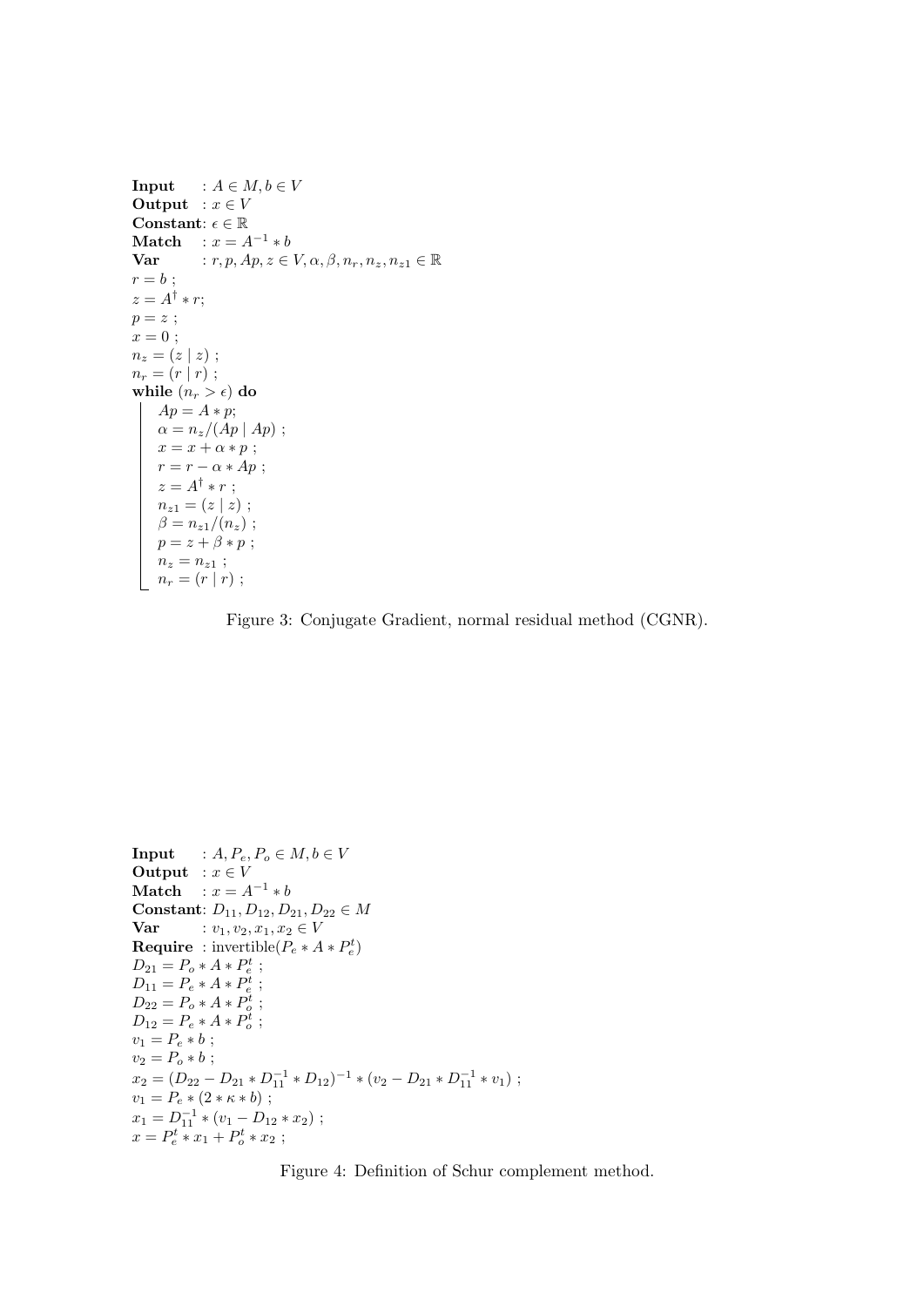**Input** : $A \in M, b \in V$
**Output** : $x \in V$
**Constant**: $\epsilon \in \mathbb{R}$
**Match** : $x = A^{-1} * b$
**Var** : $r, p, Ap, z \in V, \alpha, \beta, n_r, n_z, n_{z1} \in \mathbb{R}$
$r = b$ ;
$z = A^{\dagger} * r$;
$p = z$ ;
$x = 0$ ;
$n_z = (z \mid z)$ ;
$n_r = (r \mid r)$ ;
**while** $(n_r > \epsilon)$ **do**
- $Ap = A * p$;
- $\alpha = n_z/(Ap \mid Ap)$ ;
- $x = x + \alpha * p$ ;
- $r = r - \alpha * Ap$ ;
- $z = A^{\dagger} * r$ ;
- $n_{z1} = (z \mid z)$ ;
- $\beta = n_{z1}/(n_z)$ ;
- $p = z + \beta * p$ ;
- $n_z = n_{z1}$ ;
- $n_r = (r \mid r)$ ;

Figure 3: Conjugate Gradient, normal residual method (CGNR).

**Input** : $A, P_e, P_o \in M, b \in V$
**Output** : $x \in V$
**Match** : $x = A^{-1} * b$
**Constant**: $D_{11}, D_{12}, D_{21}, D_{22} \in M$
**Var** : $v_1, v_2, x_1, x_2 \in V$
**Require** : invertible$(P_e * A * P_e^t)$
$D_{21} = P_o * A * P_e^t$ ;
$D_{11} = P_e * A * P_e^t$ ;
$D_{22} = P_o * A * P_o^t$ ;
$D_{12} = P_e * A * P_o^t$ ;
$v_1 = P_e * b$ ;
$v_2 = P_o * b$ ;
$x_2 = (D_{22} - D_{21} * D_{11}^{-1} * D_{12})^{-1} * (v_2 - D_{21} * D_{11}^{-1} * v_1)$ ;
$v_1 = P_e * (2 * \kappa * b)$ ;
$x_1 = D_{11}^{-1} * (v_1 - D_{12} * x_2)$ ;
$x = P_e^t * x_1 + P_o^t * x_2$ ;

Figure 4: Definition of Schur complement method.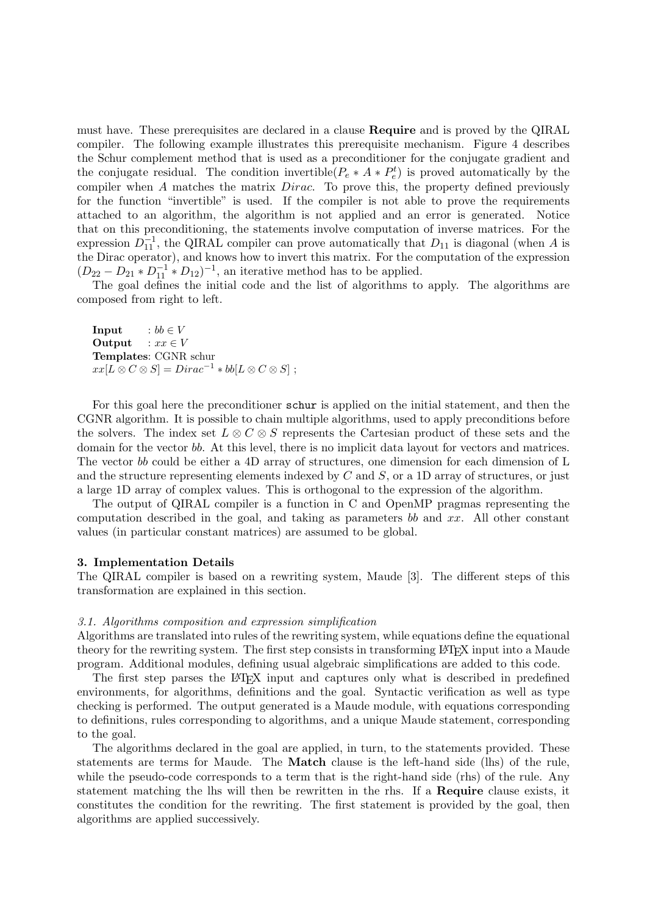must have. These prerequisites are declared in a clause **Require** and is proved by the QIRAL compiler. The following example illustrates this prerequisite mechanism. Figure 4 describes the Schur complement method that is used as a preconditioner for the conjugate gradient and the conjugate residual. The condition invertible($P_e * A * P_e^t$) is proved automatically by the compiler when $A$ matches the matrix $Dirac$. To prove this, the property defined previously for the function "invertible" is used. If the compiler is not able to prove the requirements attached to an algorithm, the algorithm is not applied and an error is generated. Notice that on this preconditioning, the statements involve computation of inverse matrices. For the expression $D_{11}^{-1}$, the QIRAL compiler can prove automatically that $D_{11}$ is diagonal (when $A$ is the Dirac operator), and knows how to invert this matrix. For the computation of the expression $(D_{22} - D_{21} * D_{11}^{-1} * D_{12})^{-1}$, an iterative method has to be applied.

The goal defines the initial code and the list of algorithms to apply. The algorithms are composed from right to left.

**Input** : $bb \in V$
**Output** : $xx \in V$
**Templates**: CGNR schur
$xx[L \otimes C \otimes S] = Dirac^{-1} * bb[L \otimes C \otimes S]$ ;

For this goal here the preconditioner `schur` is applied on the initial statement, and then the CGNR algorithm. It is possible to chain multiple algorithms, used to apply preconditions before the solvers. The index set $L \otimes C \otimes S$ represents the Cartesian product of these sets and the domain for the vector *bb*. At this level, there is no implicit data layout for vectors and matrices. The vector *bb* could be either a 4D array of structures, one dimension for each dimension of L and the structure representing elements indexed by $C$ and $S$, or a 1D array of structures, or just a large 1D array of complex values. This is orthogonal to the expression of the algorithm.

The output of QIRAL compiler is a function in C and OpenMP pragmas representing the computation described in the goal, and taking as parameters *bb* and *xx*. All other constant values (in particular constant matrices) are assumed to be global.

## 3. Implementation Details

The QIRAL compiler is based on a rewriting system, Maude [3]. The different steps of this transformation are explained in this section.

### *3.1. Algorithms composition and expression simplification*

Algorithms are translated into rules of the rewriting system, while equations define the equational theory for the rewriting system. The first step consists in transforming LaTeX input into a Maude program. Additional modules, defining usual algebraic simplifications are added to this code.

The first step parses the LaTeX input and captures only what is described in predefined environments, for algorithms, definitions and the goal. Syntactic verification as well as type checking is performed. The output generated is a Maude module, with equations corresponding to definitions, rules corresponding to algorithms, and a unique Maude statement, corresponding to the goal.

The algorithms declared in the goal are applied, in turn, to the statements provided. These statements are terms for Maude. The **Match** clause is the left-hand side (lhs) of the rule, while the pseudo-code corresponds to a term that is the right-hand side (rhs) of the rule. Any statement matching the lhs will then be rewritten in the rhs. If a **Require** clause exists, it constitutes the condition for the rewriting. The first statement is provided by the goal, then algorithms are applied successively.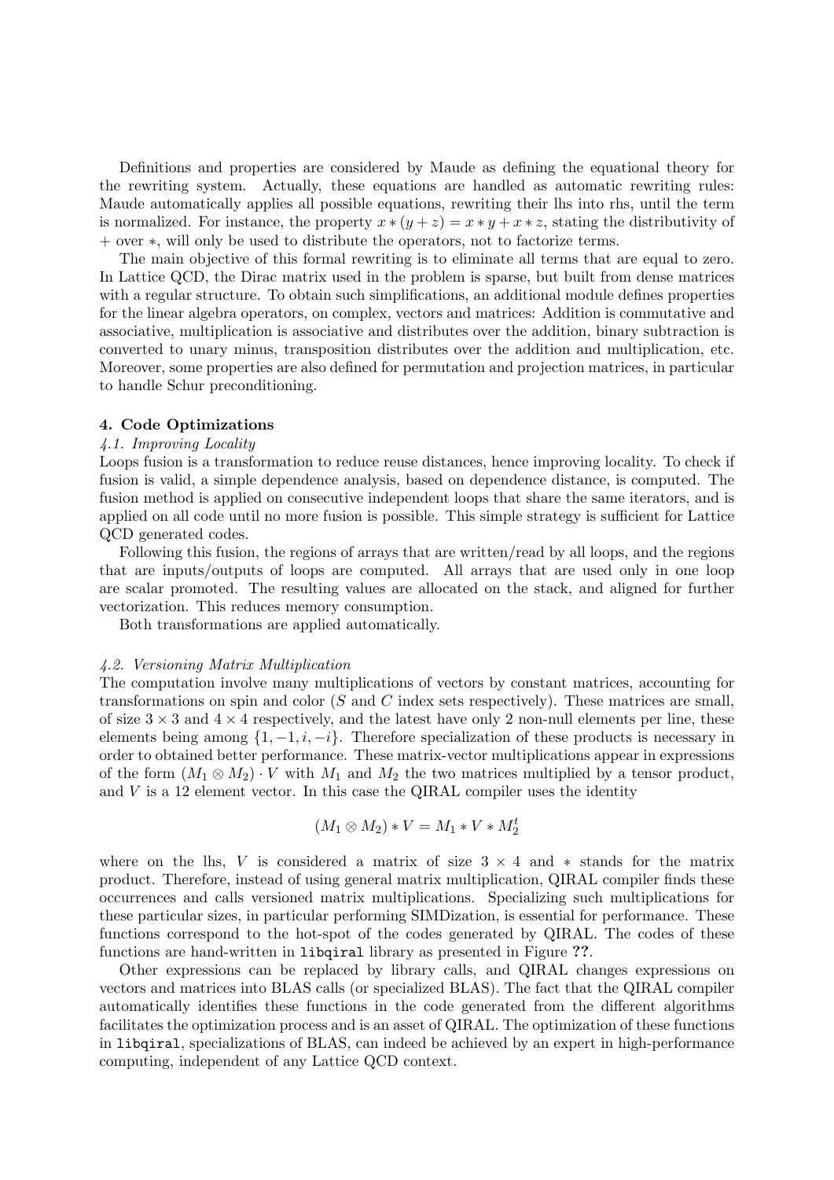Definitions and properties are considered by Maude as defining the equational theory for the rewriting system. Actually, these equations are handled as automatic rewriting rules: Maude automatically applies all possible equations, rewriting their lhs into rhs, until the term is normalized. For instance, the property $x * (y + z) = x * y + x * z$, stating the distributivity of $+$ over $*$, will only be used to distribute the operators, not to factorize terms.

The main objective of this formal rewriting is to eliminate all terms that are equal to zero. In Lattice QCD, the Dirac matrix used in the problem is sparse, but built from dense matrices with a regular structure. To obtain such simplifications, an additional module defines properties for the linear algebra operators, on complex, vectors and matrices: Addition is commutative and associative, multiplication is associative and distributes over the addition, binary subtraction is converted to unary minus, transposition distributes over the addition and multiplication, etc. Moreover, some properties are also defined for permutation and projection matrices, in particular to handle Schur preconditioning.

## 4. Code Optimizations

### *4.1. Improving Locality*

Loops fusion is a transformation to reduce reuse distances, hence improving locality. To check if fusion is valid, a simple dependence analysis, based on dependence distance, is computed. The fusion method is applied on consecutive independent loops that share the same iterators, and is applied on all code until no more fusion is possible. This simple strategy is sufficient for Lattice QCD generated codes.

Following this fusion, the regions of arrays that are written/read by all loops, and the regions that are inputs/outputs of loops are computed. All arrays that are used only in one loop are scalar promoted. The resulting values are allocated on the stack, and aligned for further vectorization. This reduces memory consumption.

Both transformations are applied automatically.

### *4.2. Versioning Matrix Multiplication*

The computation involve many multiplications of vectors by constant matrices, accounting for transformations on spin and color ($S$ and $C$ index sets respectively). These matrices are small, of size $3 \times 3$ and $4 \times 4$ respectively, and the latest have only 2 non-null elements per line, these elements being among $\{1, -1, i, -i\}$. Therefore specialization of these products is necessary in order to obtained better performance. These matrix-vector multiplications appear in expressions of the form $(M_1 \otimes M_2) \cdot V$ with $M_1$ and $M_2$ the two matrices multiplied by a tensor product, and $V$ is a 12 element vector. In this case the QIRAL compiler uses the identity

$$(M_1 \otimes M_2) * V = M_1 * V * M_2^t$$

where on the lhs, $V$ is considered a matrix of size $3 \times 4$ and $*$ stands for the matrix product. Therefore, instead of using general matrix multiplication, QIRAL compiler finds these occurrences and calls versioned matrix multiplications. Specializing such multiplications for these particular sizes, in particular performing SIMDization, is essential for performance. These functions correspond to the hot-spot of the codes generated by QIRAL. The codes of these functions are hand-written in `libqiral` library as presented in Figure **??**.

Other expressions can be replaced by library calls, and QIRAL changes expressions on vectors and matrices into BLAS calls (or specialized BLAS). The fact that the QIRAL compiler automatically identifies these functions in the code generated from the different algorithms facilitates the optimization process and is an asset of QIRAL. The optimization of these functions in `libqiral`, specializations of BLAS, can indeed be achieved by an expert in high-performance computing, independent of any Lattice QCD context.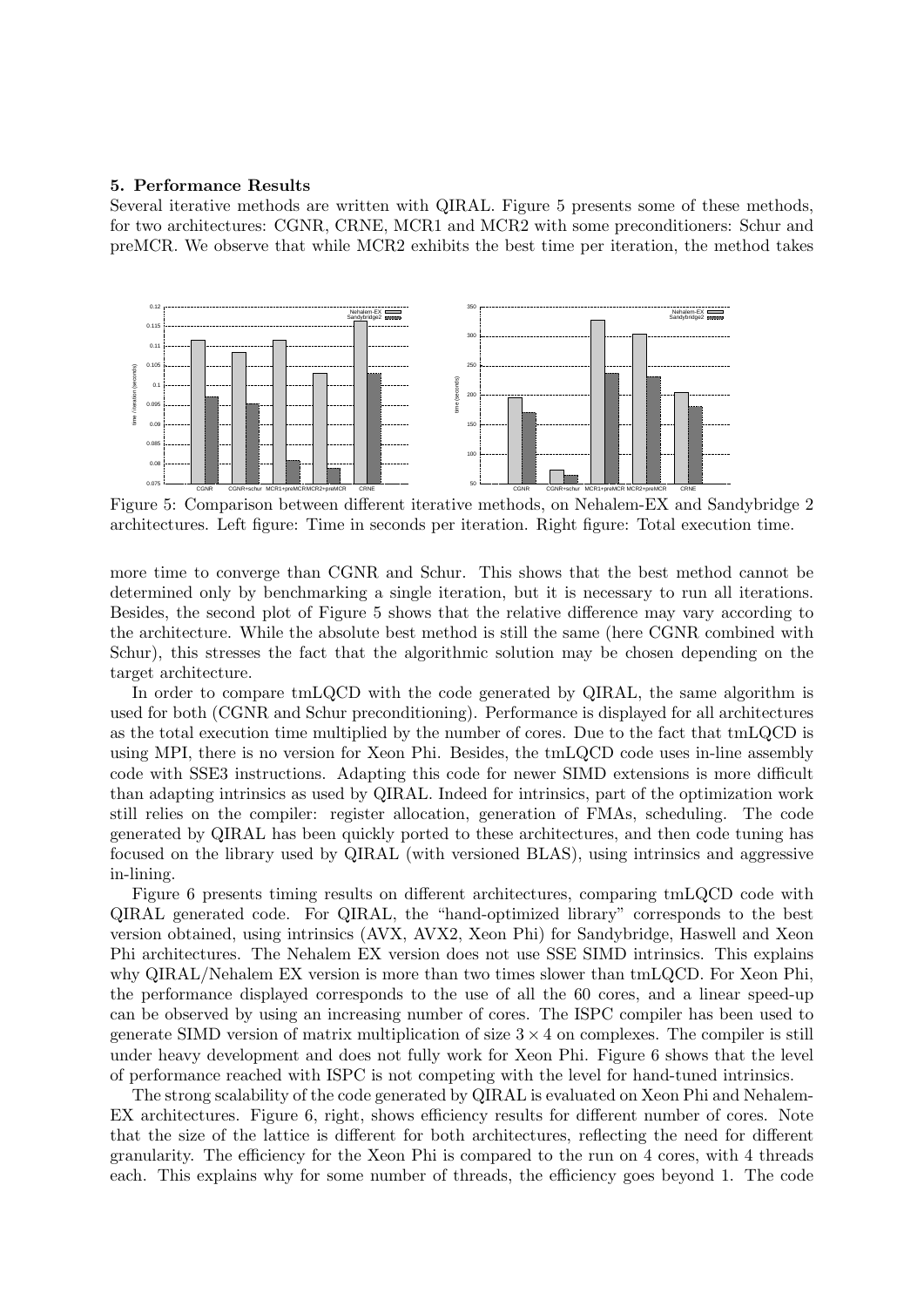### 5. Performance Results

Several iterative methods are written with QIRAL. Figure 5 presents some of these methods, for two architectures: CGNR, CRNE, MCR1 and MCR2 with some preconditioners: Schur and preMCR. We observe that while MCR2 exhibits the best time per iteration, the method takes more time to converge than CGNR and Schur. This shows that the best method cannot be determined only by benchmarking a single iteration, but it is necessary to run all iterations. Besides, the second plot of Figure 5 shows that the relative difference may vary according to the architecture. While the absolute best method is still the same (here CGNR combined with Schur), this stresses the fact that the algorithmic solution may be chosen depending on the target architecture.

Figure 5: Comparison between different iterative methods, on Nehalem-EX and Sandybridge 2 architectures. Left figure: Time in seconds per iteration. Right figure: Total execution time.

In order to compare tmLQCD with the code generated by QIRAL, the same algorithm is used for both (CGNR and Schur preconditioning). Performance is displayed for all architectures as the total execution time multiplied by the number of cores. Due to the fact that tmLQCD is using MPI, there is no version for Xeon Phi. Besides, the tmLQCD code uses in-line assembly code with SSE3 instructions. Adapting this code for newer SIMD extensions is more difficult than adapting intrinsics as used by QIRAL. Indeed for intrinsics, part of the optimization work still relies on the compiler: register allocation, generation of FMAs, scheduling. The code generated by QIRAL has been quickly ported to these architectures, and then code tuning has focused on the library used by QIRAL (with versioned BLAS), using intrinsics and aggressive in-lining.

Figure 6 presents timing results on different architectures, comparing tmLQCD code with QIRAL generated code. For QIRAL, the "hand-optimized library" corresponds to the best version obtained, using intrinsics (AVX, AVX2, Xeon Phi) for Sandybridge, Haswell and Xeon Phi architectures. The Nehalem EX version does not use SSE SIMD intrinsics. This explains why QIRAL/Nehalem EX version is more than two times slower than tmLQCD. For Xeon Phi, the performance displayed corresponds to the use of all the 60 cores, and a linear speed-up can be observed by using an increasing number of cores. The ISPC compiler has been used to generate SIMD version of matrix multiplication of size $3 \times 4$ on complexes. The compiler is still under heavy development and does not fully work for Xeon Phi. Figure 6 shows that the level of performance reached with ISPC is not competing with the level for hand-tuned intrinsics.

The strong scalability of the code generated by QIRAL is evaluated on Xeon Phi and Nehalem-EX architectures. Figure 6, right, shows efficiency results for different number of cores. Note that the size of the lattice is different for both architectures, reflecting the need for different granularity. The efficiency for the Xeon Phi is compared to the run on 4 cores, with 4 threads each. This explains why for some number of threads, the efficiency goes beyond 1. The code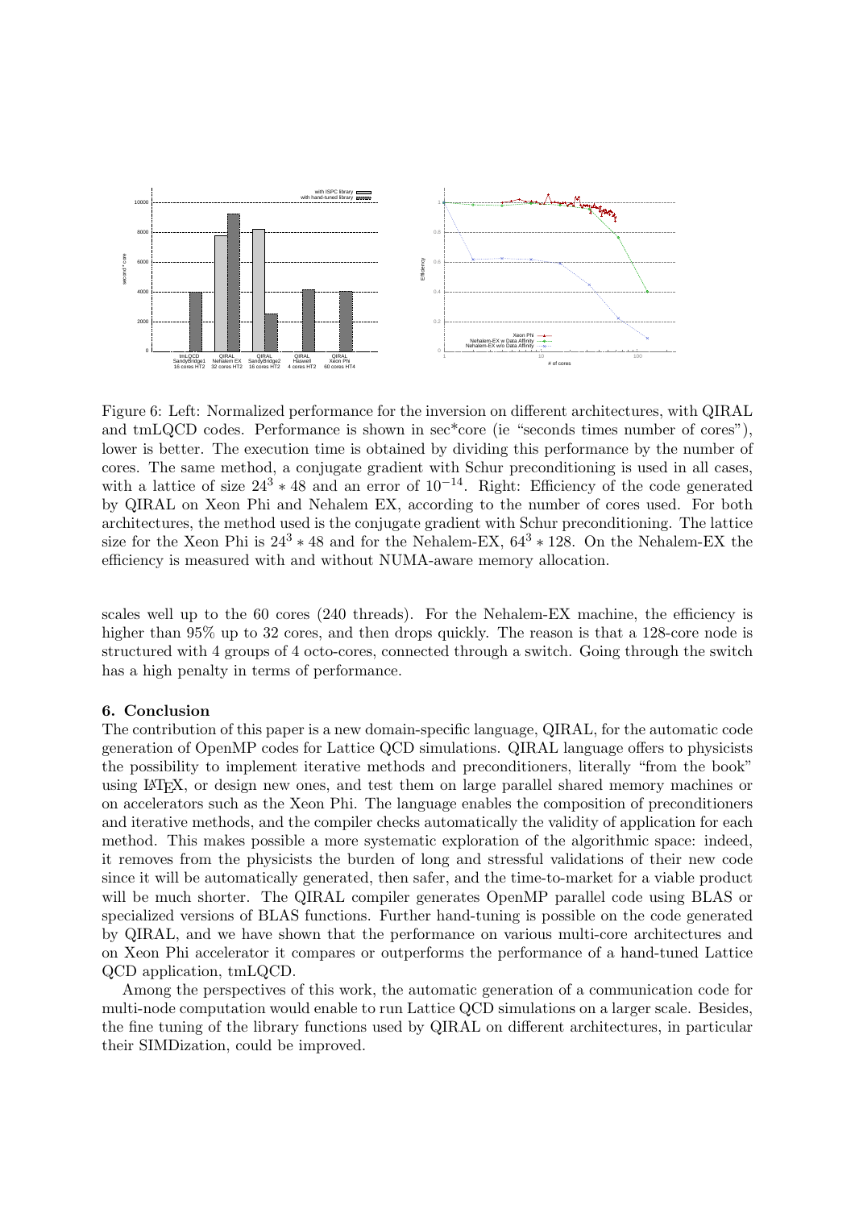Figure 6: Left: Normalized performance for the inversion on different architectures, with QIRAL and tmLQCD codes. Performance is shown in sec*core (ie "seconds times number of cores"), lower is better. The execution time is obtained by dividing this performance by the number of cores. The same method, a conjugate gradient with Schur preconditioning is used in all cases, with a lattice of size $24^3 * 48$ and an error of $10^{-14}$. Right: Efficiency of the code generated by QIRAL on Xeon Phi and Nehalem EX, according to the number of cores used. For both architectures, the method used is the conjugate gradient with Schur preconditioning. The lattice size for the Xeon Phi is $24^3 * 48$ and for the Nehalem-EX, $64^3 * 128$. On the Nehalem-EX the efficiency is measured with and without NUMA-aware memory allocation.

scales well up to the 60 cores (240 threads). For the Nehalem-EX machine, the efficiency is higher than 95% up to 32 cores, and then drops quickly. The reason is that a 128-core node is structured with 4 groups of 4 octo-cores, connected through a switch. Going through the switch has a high penalty in terms of performance.

## 6. Conclusion

The contribution of this paper is a new domain-specific language, QIRAL, for the automatic code generation of OpenMP codes for Lattice QCD simulations. QIRAL language offers to physicists the possibility to implement iterative methods and preconditioners, literally "from the book" using LaTeX, or design new ones, and test them on large parallel shared memory machines or on accelerators such as the Xeon Phi. The language enables the composition of preconditioners and iterative methods, and the compiler checks automatically the validity of application for each method. This makes possible a more systematic exploration of the algorithmic space: indeed, it removes from the physicists the burden of long and stressful validations of their new code since it will be automatically generated, then safer, and the time-to-market for a viable product will be much shorter. The QIRAL compiler generates OpenMP parallel code using BLAS or specialized versions of BLAS functions. Further hand-tuning is possible on the code generated by QIRAL, and we have shown that the performance on various multi-core architectures and on Xeon Phi accelerator it compares or outperforms the performance of a hand-tuned Lattice QCD application, tmLQCD.

Among the perspectives of this work, the automatic generation of a communication code for multi-node computation would enable to run Lattice QCD simulations on a larger scale. Besides, the fine tuning of the library functions used by QIRAL on different architectures, in particular their SIMDization, could be improved.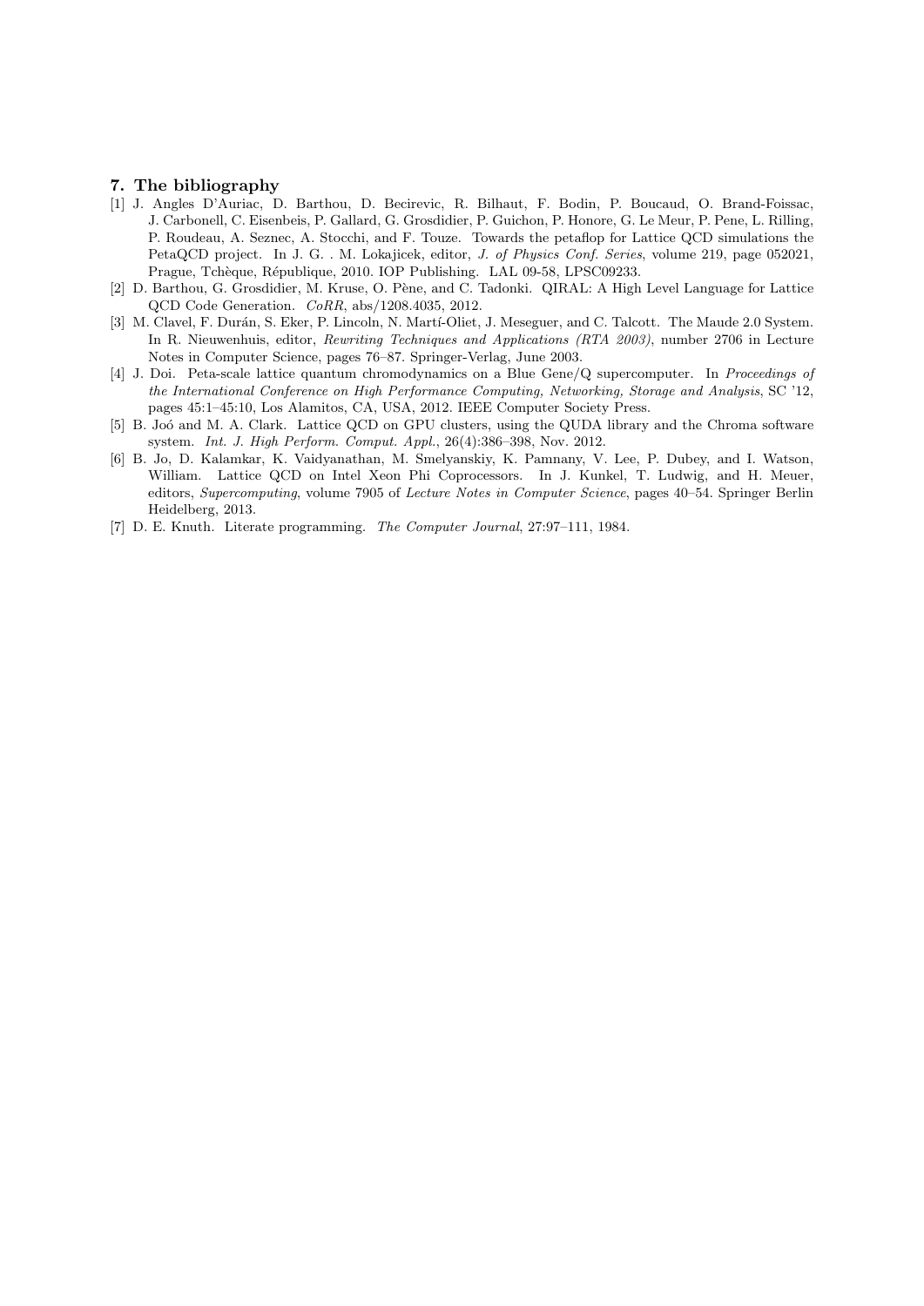## 7. The bibliography

[1] J. Angles D'Auriac, D. Barthou, D. Becirevic, R. Bilhaut, F. Bodin, P. Boucaud, O. Brand-Foissac, J. Carbonell, C. Eisenbeis, P. Gallard, G. Grosdidier, P. Guichon, P. Honore, G. Le Meur, P. Pene, L. Rilling, P. Roudeau, A. Seznec, A. Stocchi, and F. Touze. Towards the petaflop for Lattice QCD simulations the PetaQCD project. In J. G. . M. Lokajicek, editor, *J. of Physics Conf. Series*, volume 219, page 052021, Prague, Tchèque, République, 2010. IOP Publishing. LAL 09-58, LPSC09233.

[2] D. Barthou, G. Grosdidier, M. Kruse, O. Pène, and C. Tadonki. QIRAL: A High Level Language for Lattice QCD Code Generation. *CoRR*, abs/1208.4035, 2012.

[3] M. Clavel, F. Durán, S. Eker, P. Lincoln, N. Martí-Oliet, J. Meseguer, and C. Talcott. The Maude 2.0 System. In R. Nieuwenhuis, editor, *Rewriting Techniques and Applications (RTA 2003)*, number 2706 in Lecture Notes in Computer Science, pages 76–87. Springer-Verlag, June 2003.

[4] J. Doi. Peta-scale lattice quantum chromodynamics on a Blue Gene/Q supercomputer. In *Proceedings of the International Conference on High Performance Computing, Networking, Storage and Analysis*, SC '12, pages 45:1–45:10, Los Alamitos, CA, USA, 2012. IEEE Computer Society Press.

[5] B. Joó and M. A. Clark. Lattice QCD on GPU clusters, using the QUDA library and the Chroma software system. *Int. J. High Perform. Comput. Appl.*, 26(4):386–398, Nov. 2012.

[6] B. Jo, D. Kalamkar, K. Vaidyanathan, M. Smelyanskiy, K. Pamnany, V. Lee, P. Dubey, and I. Watson, William. Lattice QCD on Intel Xeon Phi Coprocessors. In J. Kunkel, T. Ludwig, and H. Meuer, editors, *Supercomputing*, volume 7905 of *Lecture Notes in Computer Science*, pages 40–54. Springer Berlin Heidelberg, 2013.

[7] D. E. Knuth. Literate programming. *The Computer Journal*, 27:97–111, 1984.